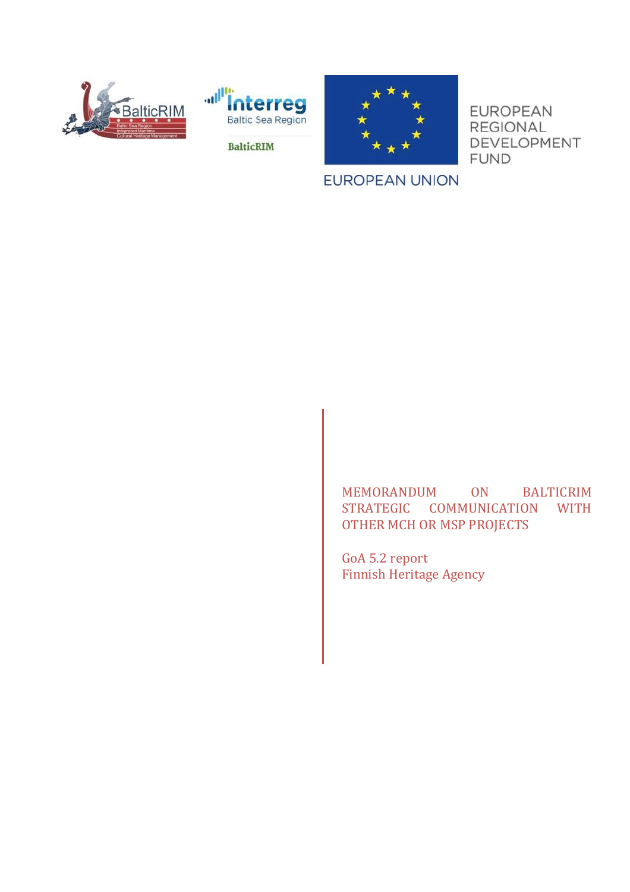# MEMORANDUM ON BALTICRIM STRATEGIC COMMUNICATION WITH OTHER MCH OR MSP PROJECTS

GoA 5.2 report
Finnish Heritage Agency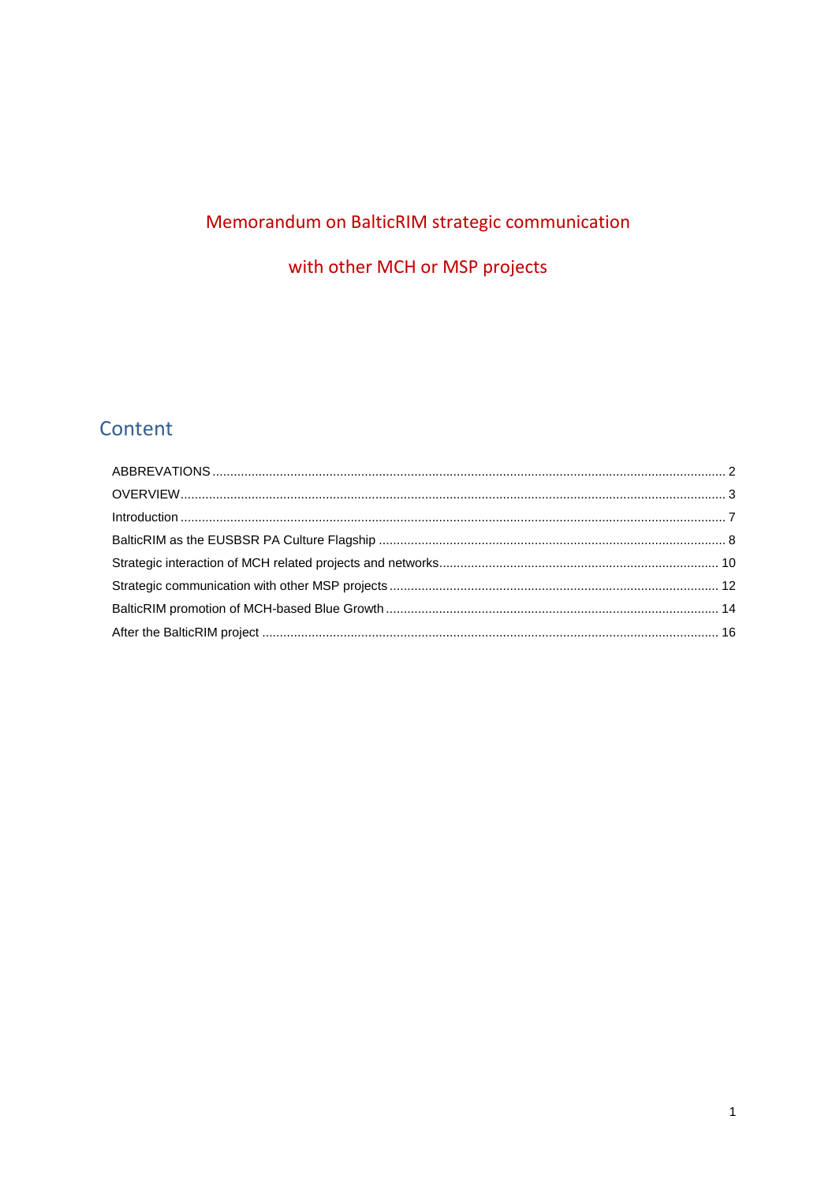# Memorandum on BalticRIM strategic communication

# with other MCH or MSP projects

## Content

ABBREVATIONS ........................................................................................................................................ 2

OVERVIEW.................................................................................................................................................. 3

Introduction .................................................................................................................................................. 7

BalticRIM as the EUSBSR PA Culture Flagship ................................................................................. 8

Strategic interaction of MCH related projects and networks............................................................................. 10

Strategic communication with other MSP projects ............................................................................ 12

BalticRIM promotion of MCH-based Blue Growth ............................................................................ 14

After the BalticRIM project ................................................................................................................. 16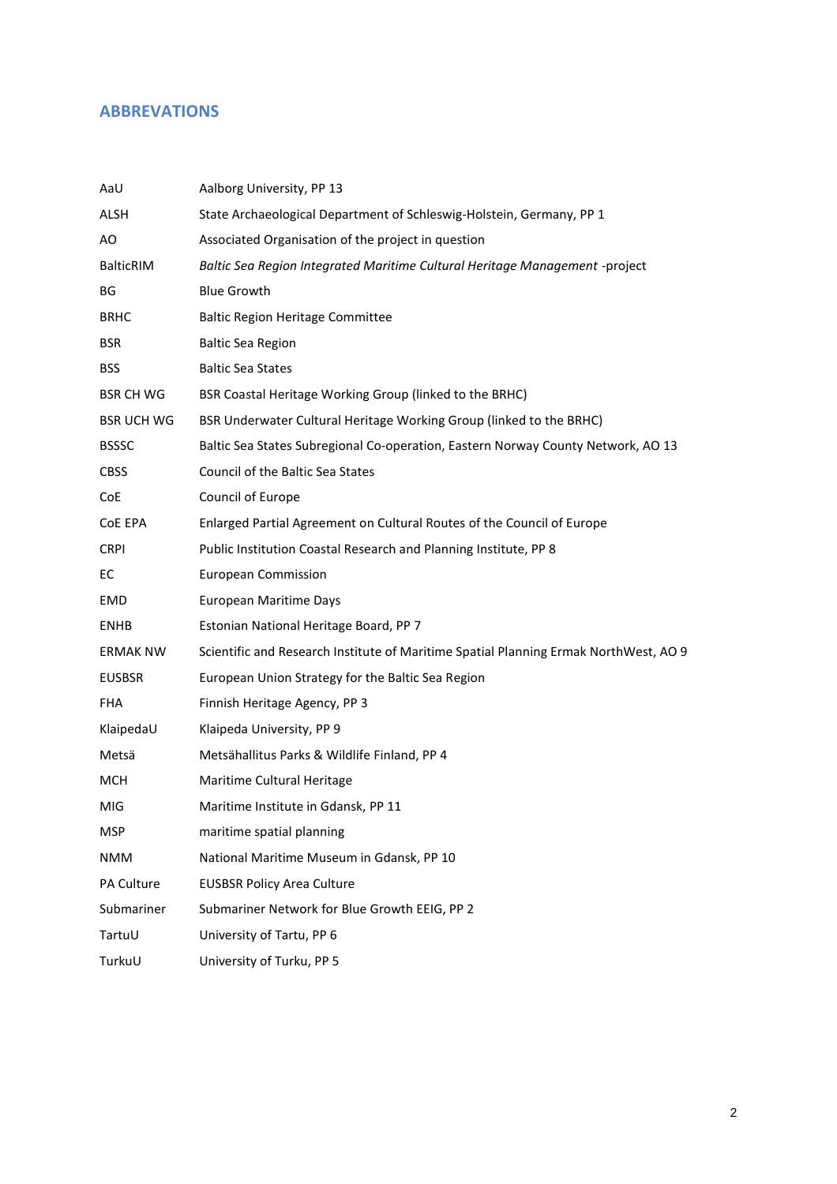## ABBREVATIONS

| | |
|---|---|
| AaU | Aalborg University, PP 13 |
| ALSH | State Archaeological Department of Schleswig-Holstein, Germany, PP 1 |
| AO | Associated Organisation of the project in question |
| BalticRIM | *Baltic Sea Region Integrated Maritime Cultural Heritage Management* -project |
| BG | Blue Growth |
| BRHC | Baltic Region Heritage Committee |
| BSR | Baltic Sea Region |
| BSS | Baltic Sea States |
| BSR CH WG | BSR Coastal Heritage Working Group (linked to the BRHC) |
| BSR UCH WG | BSR Underwater Cultural Heritage Working Group (linked to the BRHC) |
| BSSSC | Baltic Sea States Subregional Co-operation, Eastern Norway County Network, AO 13 |
| CBSS | Council of the Baltic Sea States |
| CoE | Council of Europe |
| CoE EPA | Enlarged Partial Agreement on Cultural Routes of the Council of Europe |
| CRPI | Public Institution Coastal Research and Planning Institute, PP 8 |
| EC | European Commission |
| EMD | European Maritime Days |
| ENHB | Estonian National Heritage Board, PP 7 |
| ERMAK NW | Scientific and Research Institute of Maritime Spatial Planning Ermak NorthWest, AO 9 |
| EUSBSR | European Union Strategy for the Baltic Sea Region |
| FHA | Finnish Heritage Agency, PP 3 |
| KlaipedaU | Klaipeda University, PP 9 |
| Metsä | Metsähallitus Parks & Wildlife Finland, PP 4 |
| MCH | Maritime Cultural Heritage |
| MIG | Maritime Institute in Gdansk, PP 11 |
| MSP | maritime spatial planning |
| NMM | National Maritime Museum in Gdansk, PP 10 |
| PA Culture | EUSBSR Policy Area Culture |
| Submariner | Submariner Network for Blue Growth EEIG, PP 2 |
| TartuU | University of Tartu, PP 6 |
| TurkuU | University of Turku, PP 5 |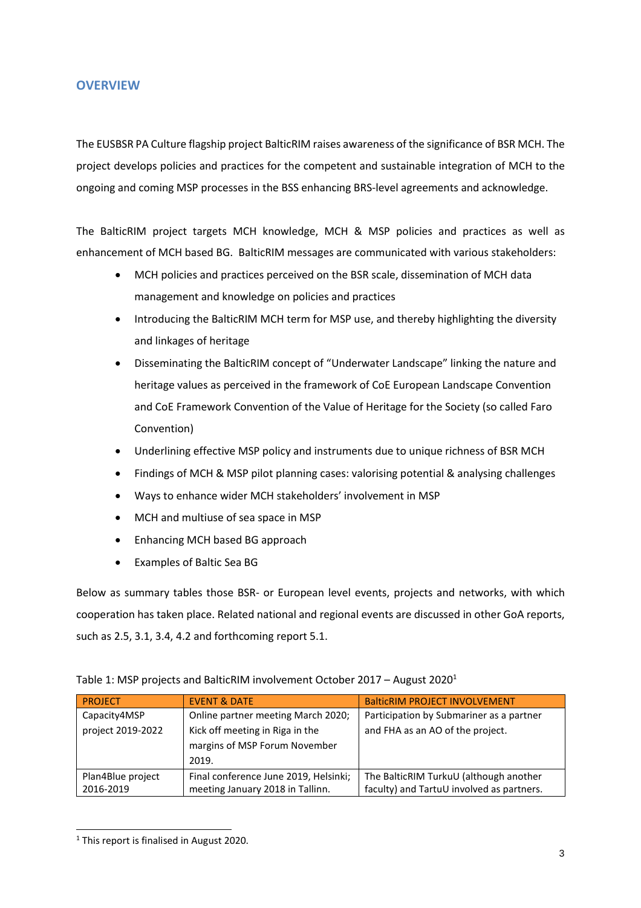## OVERVIEW

The EUSBSR PA Culture flagship project BalticRIM raises awareness of the significance of BSR MCH. The project develops policies and practices for the competent and sustainable integration of MCH to the ongoing and coming MSP processes in the BSS enhancing BRS-level agreements and acknowledge.

The BalticRIM project targets MCH knowledge, MCH & MSP policies and practices as well as enhancement of MCH based BG. BalticRIM messages are communicated with various stakeholders:

- MCH policies and practices perceived on the BSR scale, dissemination of MCH data management and knowledge on policies and practices
- Introducing the BalticRIM MCH term for MSP use, and thereby highlighting the diversity and linkages of heritage
- Disseminating the BalticRIM concept of "Underwater Landscape" linking the nature and heritage values as perceived in the framework of CoE European Landscape Convention and CoE Framework Convention of the Value of Heritage for the Society (so called Faro Convention)
- Underlining effective MSP policy and instruments due to unique richness of BSR MCH
- Findings of MCH & MSP pilot planning cases: valorising potential & analysing challenges
- Ways to enhance wider MCH stakeholders' involvement in MSP
- MCH and multiuse of sea space in MSP
- Enhancing MCH based BG approach
- Examples of Baltic Sea BG

Below as summary tables those BSR- or European level events, projects and networks, with which cooperation has taken place. Related national and regional events are discussed in other GoA reports, such as 2.5, 3.1, 3.4, 4.2 and forthcoming report 5.1.

Table 1: MSP projects and BalticRIM involvement October 2017 – August 2020[1]

| PROJECT | EVENT & DATE | BalticRIM PROJECT INVOLVEMENT |
|---|---|---|
| Capacity4MSP project 2019-2022 | Online partner meeting March 2020; Kick off meeting in Riga in the margins of MSP Forum November 2019. | Participation by Submariner as a partner and FHA as an AO of the project. |
| Plan4Blue project 2016-2019 | Final conference June 2019, Helsinki; meeting January 2018 in Tallinn. | The BalticRIM TurkuU (although another faculty) and TartuU involved as partners. |

[1] This report is finalised in August 2020.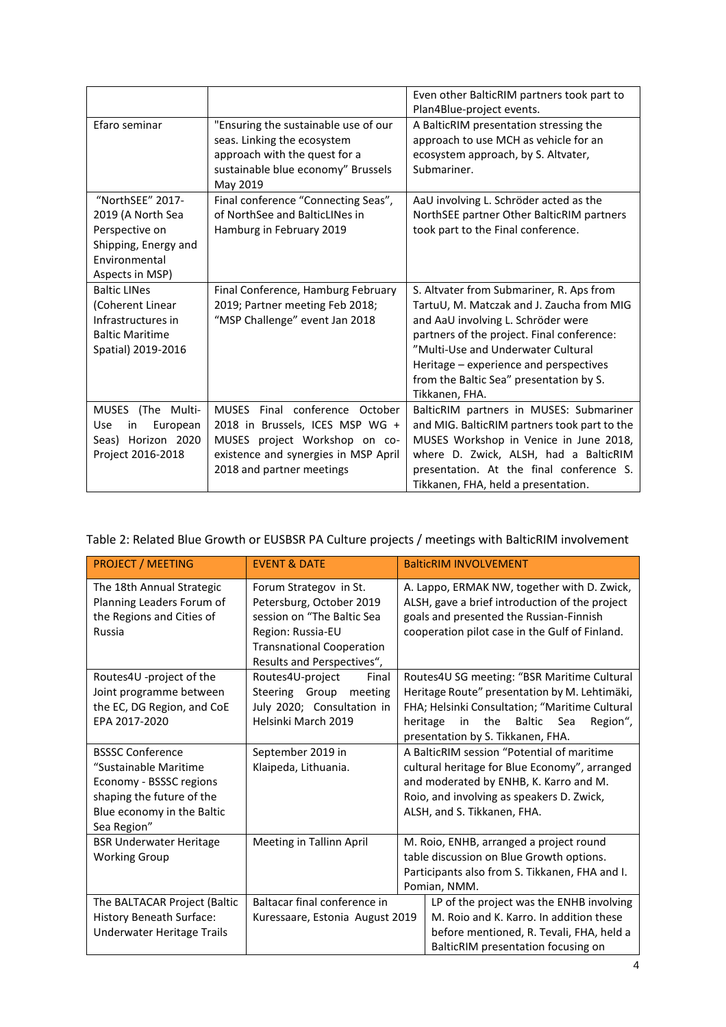| | | Even other BalticRIM partners took part to Plan4Blue-project events. |
|---|---|---|
| Efaro seminar | "Ensuring the sustainable use of our seas. Linking the ecosystem approach with the quest for a sustainable blue economy" Brussels May 2019 | A BalticRIM presentation stressing the approach to use MCH as vehicle for an ecosystem approach, by S. Altvater, Submariner. |
| "NorthSEE" 2017-2019 (A North Sea Perspective on Shipping, Energy and Environmental Aspects in MSP) | Final conference "Connecting Seas", of NorthSee and BalticLINes in Hamburg in February 2019 | AaU involving L. Schröder acted as the NorthSEE partner Other BalticRIM partners took part to the Final conference. |
| Baltic LINes (Coherent Linear Infrastructures in Baltic Maritime Spatial) 2019-2016 | Final Conference, Hamburg February 2019; Partner meeting Feb 2018; "MSP Challenge" event Jan 2018 | S. Altvater from Submariner, R. Aps from TartuU, M. Matczak and J. Zaucha from MIG and AaU involving L. Schröder were partners of the project. Final conference: "Multi-Use and Underwater Cultural Heritage – experience and perspectives from the Baltic Sea" presentation by S. Tikkanen, FHA. |
| MUSES (The Multi-Use in European Seas) Horizon 2020 Project 2016-2018 | MUSES Final conference October 2018 in Brussels, ICES MSP WG + MUSES project Workshop on co-existence and synergies in MSP April 2018 and partner meetings | BalticRIM partners in MUSES: Submariner and MIG. BalticRIM partners took part to the MUSES Workshop in Venice in June 2018, where D. Zwick, ALSH, had a BalticRIM presentation. At the final conference S. Tikkanen, FHA, held a presentation. |

Table 2: Related Blue Growth or EUSBSR PA Culture projects / meetings with BalticRIM involvement

| PROJECT / MEETING | EVENT & DATE | BalticRIM INVOLVEMENT |
|---|---|---|
| The 18th Annual Strategic Planning Leaders Forum of the Regions and Cities of Russia | Forum Strategov in St. Petersburg, October 2019 session on "The Baltic Sea Region: Russia-EU Transnational Cooperation Results and Perspectives", | A. Lappo, ERMAK NW, together with D. Zwick, ALSH, gave a brief introduction of the project goals and presented the Russian-Finnish cooperation pilot case in the Gulf of Finland. |
| Routes4U -project of the Joint programme between the EC, DG Region, and CoE EPA 2017-2020 | Routes4U-project Final Steering Group meeting July 2020; Consultation in Helsinki March 2019 | Routes4U SG meeting: "BSR Maritime Cultural Heritage Route" presentation by M. Lehtimäki, FHA; Helsinki Consultation; "Maritime Cultural heritage in the Baltic Sea Region", presentation by S. Tikkanen, FHA. |
| BSSSC Conference "Sustainable Maritime Economy - BSSSC regions shaping the future of the Blue economy in the Baltic Sea Region" | September 2019 in Klaipeda, Lithuania. | A BalticRIM session "Potential of maritime cultural heritage for Blue Economy", arranged and moderated by ENHB, K. Karro and M. Roio, and involving as speakers D. Zwick, ALSH, and S. Tikkanen, FHA. |
| BSR Underwater Heritage Working Group | Meeting in Tallinn April | M. Roio, ENHB, arranged a project round table discussion on Blue Growth options. Participants also from S. Tikkanen, FHA and I. Pomian, NMM. |
| The BALTACAR Project (Baltic History Beneath Surface: Underwater Heritage Trails | Baltacar final conference in Kuressaare, Estonia August 2019 | LP of the project was the ENHB involving M. Roio and K. Karro. In addition these before mentioned, R. Tevali, FHA, held a BalticRIM presentation focusing on |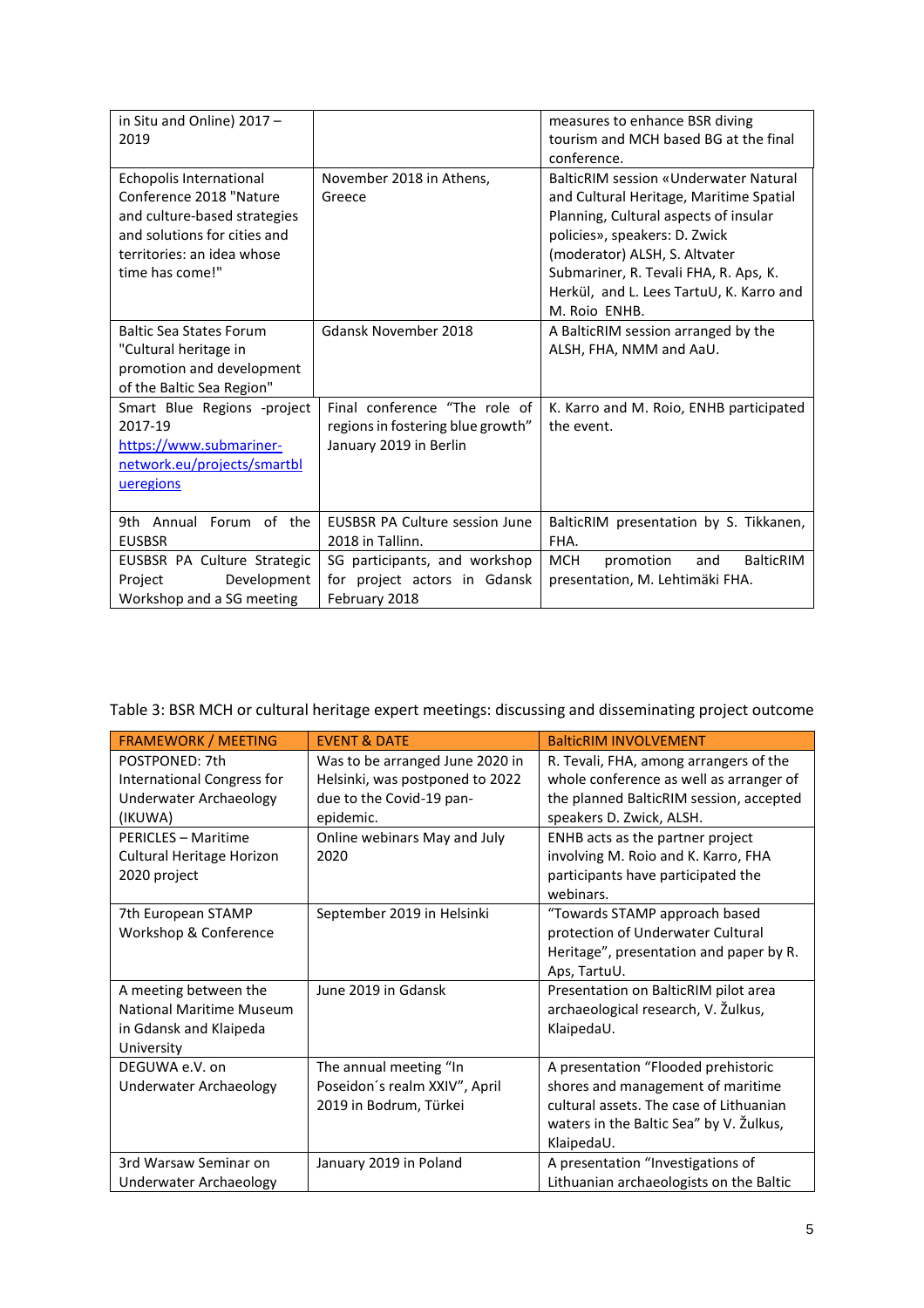| | | |
|---|---|---|
| in Situ and Online) 2017 – 2019 | | measures to enhance BSR diving tourism and MCH based BG at the final conference. |
| Echopolis International Conference 2018 "Nature and culture-based strategies and solutions for cities and territories: an idea whose time has come!" | November 2018 in Athens, Greece | BalticRIM session «Underwater Natural and Cultural Heritage, Maritime Spatial Planning, Cultural aspects of insular policies», speakers: D. Zwick (moderator) ALSH, S. Altvater Submariner, R. Tevali FHA, R. Aps, K. Herkül, and L. Lees TartuU, K. Karro and M. Roio ENHB. |
| Baltic Sea States Forum "Cultural heritage in promotion and development of the Baltic Sea Region" | Gdansk November 2018 | A BalticRIM session arranged by the ALSH, FHA, NMM and AaU. |
| Smart Blue Regions -project 2017-19 [https://www.submariner-network.eu/projects/smartblueregions](https://www.submariner-network.eu/projects/smartblueregions) | Final conference "The role of regions in fostering blue growth" January 2019 in Berlin | K. Karro and M. Roio, ENHB participated the event. |
| 9th Annual Forum of the EUSBSR | EUSBSR PA Culture session June 2018 in Tallinn. | BalticRIM presentation by S. Tikkanen, FHA. |
| EUSBSR PA Culture Strategic Project Development Workshop and a SG meeting | SG participants, and workshop for project actors in Gdansk February 2018 | MCH promotion and BalticRIM presentation, M. Lehtimäki FHA. |

Table 3: BSR MCH or cultural heritage expert meetings: discussing and disseminating project outcome

| FRAMEWORK / MEETING | EVENT & DATE | BalticRIM INVOLVEMENT |
|---|---|---|
| POSTPONED: 7th International Congress for Underwater Archaeology (IKUWA) | Was to be arranged June 2020 in Helsinki, was postponed to 2022 due to the Covid-19 pan-epidemic. | R. Tevali, FHA, among arrangers of the whole conference as well as arranger of the planned BalticRIM session, accepted speakers D. Zwick, ALSH. |
| PERICLES – Maritime Cultural Heritage Horizon 2020 project | Online webinars May and July 2020 | ENHB acts as the partner project involving M. Roio and K. Karro, FHA participants have participated the webinars. |
| 7th European STAMP Workshop & Conference | September 2019 in Helsinki | "Towards STAMP approach based protection of Underwater Cultural Heritage", presentation and paper by R. Aps, TartuU. |
| A meeting between the National Maritime Museum in Gdansk and Klaipeda University | June 2019 in Gdansk | Presentation on BalticRIM pilot area archaeological research, V. Žulkus, KlaipedaU. |
| DEGUWA e.V. on Underwater Archaeology | The annual meeting "In Poseidon´s realm XXIV", April 2019 in Bodrum, Türkei | A presentation "Flooded prehistoric shores and management of maritime cultural assets. The case of Lithuanian waters in the Baltic Sea" by V. Žulkus, KlaipedaU. |
| 3rd Warsaw Seminar on Underwater Archaeology | January 2019 in Poland | A presentation "Investigations of Lithuanian archaeologists on the Baltic |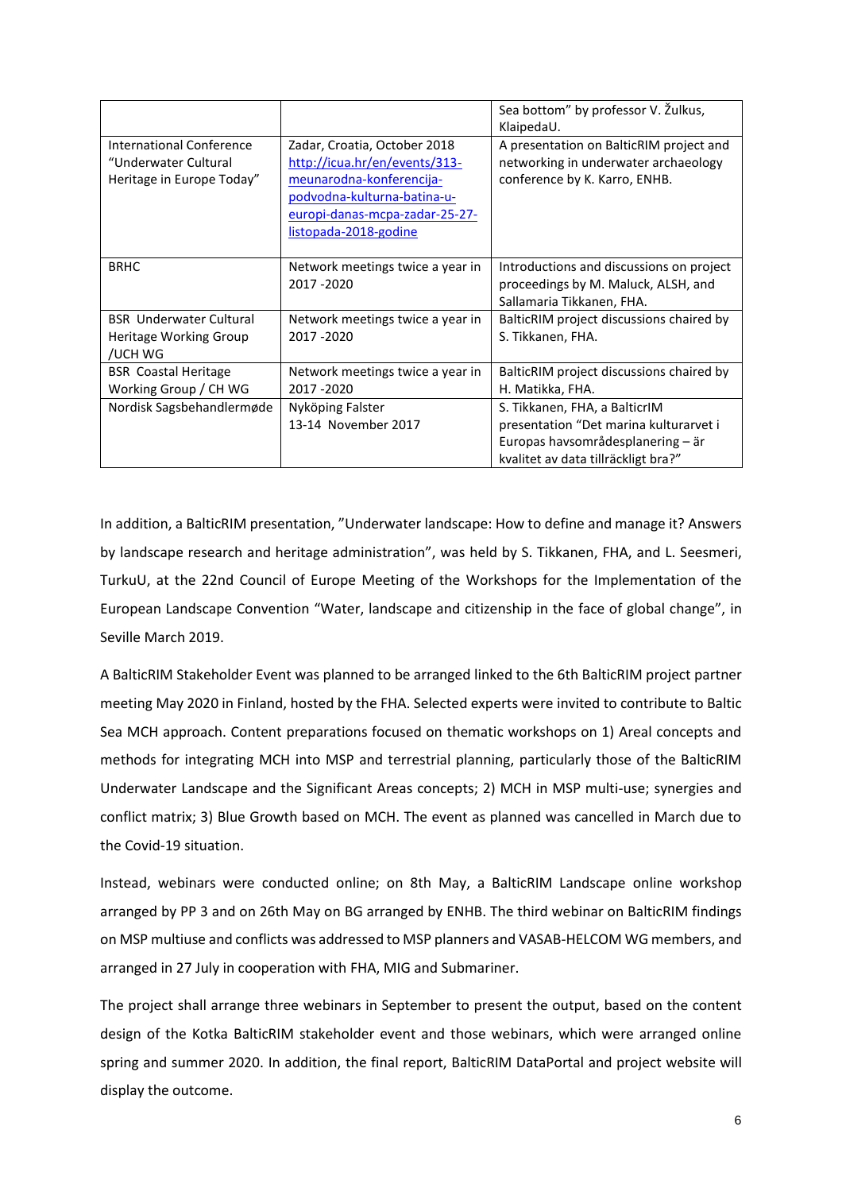| | | |
|---|---|---|
| | | Sea bottom" by professor V. Žulkus, KlaipedaU. |
| International Conference "Underwater Cultural Heritage in Europe Today" | Zadar, Croatia, October 2018 http://icua.hr/en/events/313-meunarodna-konferencija-podvodna-kulturna-batina-u-europi-danas-mcpa-zadar-25-27-listopada-2018-godine | A presentation on BalticRIM project and networking in underwater archaeology conference by K. Karro, ENHB. |
| BRHC | Network meetings twice a year in 2017 -2020 | Introductions and discussions on project proceedings by M. Maluck, ALSH, and Sallamaria Tikkanen, FHA. |
| BSR Underwater Cultural Heritage Working Group /UCH WG | Network meetings twice a year in 2017 -2020 | BalticRIM project discussions chaired by S. Tikkanen, FHA. |
| BSR Coastal Heritage Working Group / CH WG | Network meetings twice a year in 2017 -2020 | BalticRIM project discussions chaired by H. Matikka, FHA. |
| Nordisk Sagsbehandlermøde | Nyköping Falster 13-14 November 2017 | S. Tikkanen, FHA, a BalticrIM presentation "Det marina kulturarvet i Europas havsområdesplanering – är kvalitet av data tillräckligt bra?" |

In addition, a BalticRIM presentation, "Underwater landscape: How to define and manage it? Answers by landscape research and heritage administration", was held by S. Tikkanen, FHA, and L. Seesmeri, TurkuU, at the 22nd Council of Europe Meeting of the Workshops for the Implementation of the European Landscape Convention "Water, landscape and citizenship in the face of global change", in Seville March 2019.

A BalticRIM Stakeholder Event was planned to be arranged linked to the 6th BalticRIM project partner meeting May 2020 in Finland, hosted by the FHA. Selected experts were invited to contribute to Baltic Sea MCH approach. Content preparations focused on thematic workshops on 1) Areal concepts and methods for integrating MCH into MSP and terrestrial planning, particularly those of the BalticRIM Underwater Landscape and the Significant Areas concepts; 2) MCH in MSP multi-use; synergies and conflict matrix; 3) Blue Growth based on MCH. The event as planned was cancelled in March due to the Covid-19 situation.

Instead, webinars were conducted online; on 8th May, a BalticRIM Landscape online workshop arranged by PP 3 and on 26th May on BG arranged by ENHB. The third webinar on BalticRIM findings on MSP multiuse and conflicts was addressed to MSP planners and VASAB-HELCOM WG members, and arranged in 27 July in cooperation with FHA, MIG and Submariner.

The project shall arrange three webinars in September to present the output, based on the content design of the Kotka BalticRIM stakeholder event and those webinars, which were arranged online spring and summer 2020. In addition, the final report, BalticRIM DataPortal and project website will display the outcome.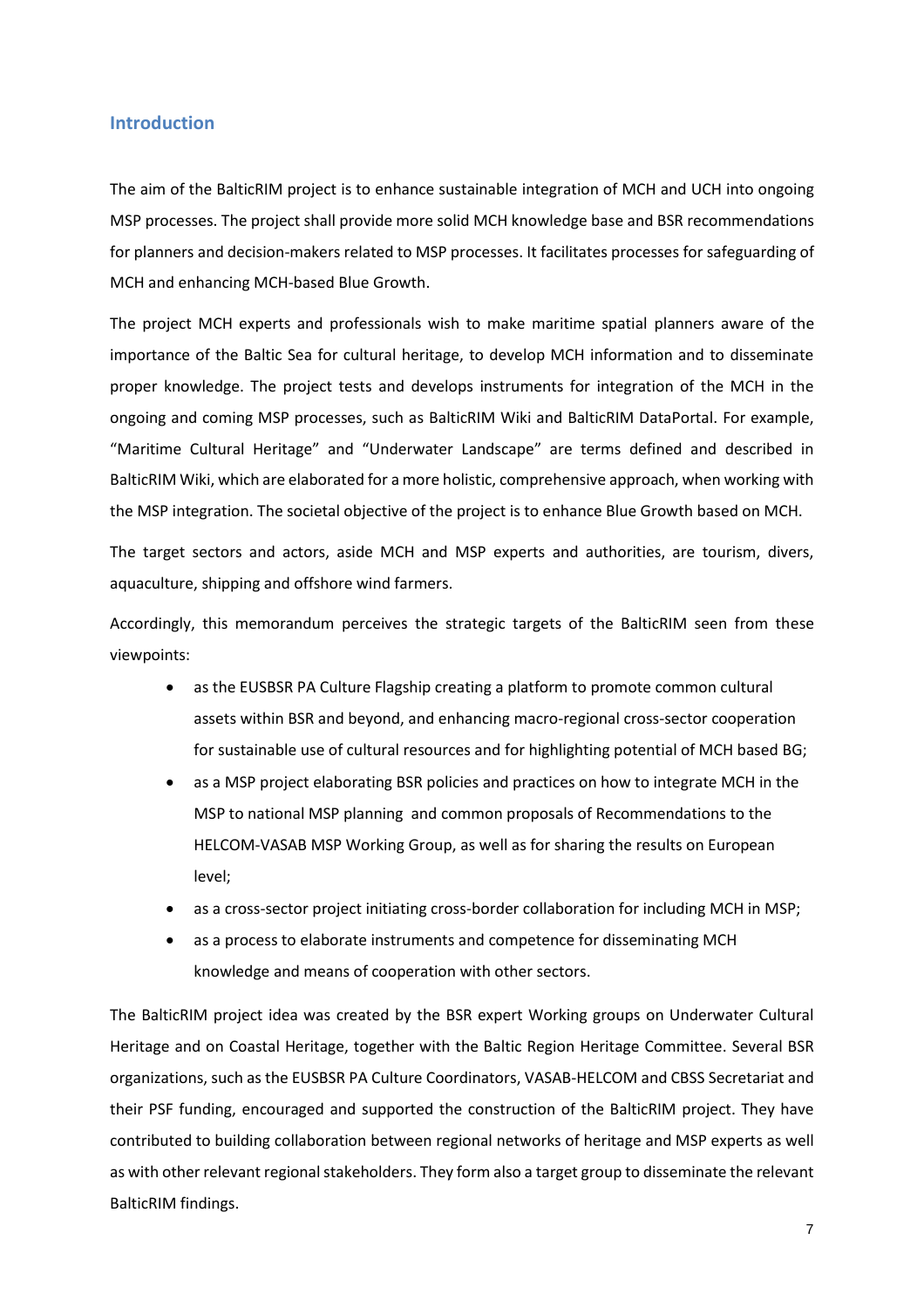## Introduction

The aim of the BalticRIM project is to enhance sustainable integration of MCH and UCH into ongoing MSP processes. The project shall provide more solid MCH knowledge base and BSR recommendations for planners and decision-makers related to MSP processes. It facilitates processes for safeguarding of MCH and enhancing MCH-based Blue Growth.

The project MCH experts and professionals wish to make maritime spatial planners aware of the importance of the Baltic Sea for cultural heritage, to develop MCH information and to disseminate proper knowledge. The project tests and develops instruments for integration of the MCH in the ongoing and coming MSP processes, such as BalticRIM Wiki and BalticRIM DataPortal. For example, "Maritime Cultural Heritage" and "Underwater Landscape" are terms defined and described in BalticRIM Wiki, which are elaborated for a more holistic, comprehensive approach, when working with the MSP integration. The societal objective of the project is to enhance Blue Growth based on MCH.

The target sectors and actors, aside MCH and MSP experts and authorities, are tourism, divers, aquaculture, shipping and offshore wind farmers.

Accordingly, this memorandum perceives the strategic targets of the BalticRIM seen from these viewpoints:

- as the EUSBSR PA Culture Flagship creating a platform to promote common cultural assets within BSR and beyond, and enhancing macro-regional cross-sector cooperation for sustainable use of cultural resources and for highlighting potential of MCH based BG;
- as a MSP project elaborating BSR policies and practices on how to integrate MCH in the MSP to national MSP planning and common proposals of Recommendations to the HELCOM-VASAB MSP Working Group, as well as for sharing the results on European level;
- as a cross-sector project initiating cross-border collaboration for including MCH in MSP;
- as a process to elaborate instruments and competence for disseminating MCH knowledge and means of cooperation with other sectors.

The BalticRIM project idea was created by the BSR expert Working groups on Underwater Cultural Heritage and on Coastal Heritage, together with the Baltic Region Heritage Committee. Several BSR organizations, such as the EUSBSR PA Culture Coordinators, VASAB-HELCOM and CBSS Secretariat and their PSF funding, encouraged and supported the construction of the BalticRIM project. They have contributed to building collaboration between regional networks of heritage and MSP experts as well as with other relevant regional stakeholders. They form also a target group to disseminate the relevant BalticRIM findings.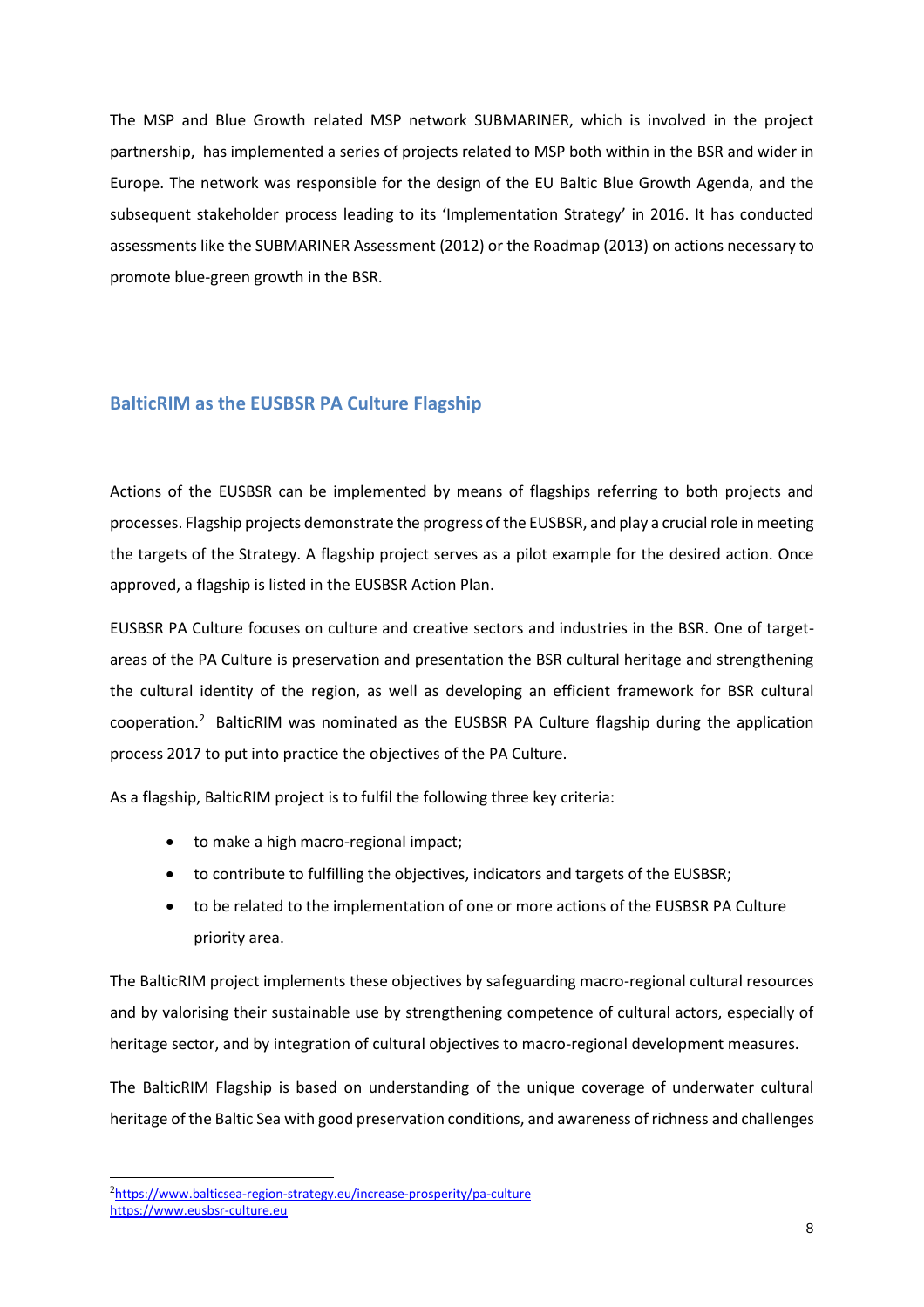The MSP and Blue Growth related MSP network SUBMARINER, which is involved in the project partnership, has implemented a series of projects related to MSP both within in the BSR and wider in Europe. The network was responsible for the design of the EU Baltic Blue Growth Agenda, and the subsequent stakeholder process leading to its 'Implementation Strategy' in 2016. It has conducted assessments like the SUBMARINER Assessment (2012) or the Roadmap (2013) on actions necessary to promote blue-green growth in the BSR.

## BalticRIM as the EUSBSR PA Culture Flagship

Actions of the EUSBSR can be implemented by means of flagships referring to both projects and processes. Flagship projects demonstrate the progress of the EUSBSR, and play a crucial role in meeting the targets of the Strategy. A flagship project serves as a pilot example for the desired action. Once approved, a flagship is listed in the EUSBSR Action Plan.

EUSBSR PA Culture focuses on culture and creative sectors and industries in the BSR. One of target-areas of the PA Culture is preservation and presentation the BSR cultural heritage and strengthening the cultural identity of the region, as well as developing an efficient framework for BSR cultural cooperation.[2] BalticRIM was nominated as the EUSBSR PA Culture flagship during the application process 2017 to put into practice the objectives of the PA Culture.

As a flagship, BalticRIM project is to fulfil the following three key criteria:

- to make a high macro-regional impact;
- to contribute to fulfilling the objectives, indicators and targets of the EUSBSR;
- to be related to the implementation of one or more actions of the EUSBSR PA Culture priority area.

The BalticRIM project implements these objectives by safeguarding macro-regional cultural resources and by valorising their sustainable use by strengthening competence of cultural actors, especially of heritage sector, and by integration of cultural objectives to macro-regional development measures.

The BalticRIM Flagship is based on understanding of the unique coverage of underwater cultural heritage of the Baltic Sea with good preservation conditions, and awareness of richness and challenges

[2] https://www.balticsea-region-strategy.eu/increase-prosperity/pa-culture
https://www.eusbsr-culture.eu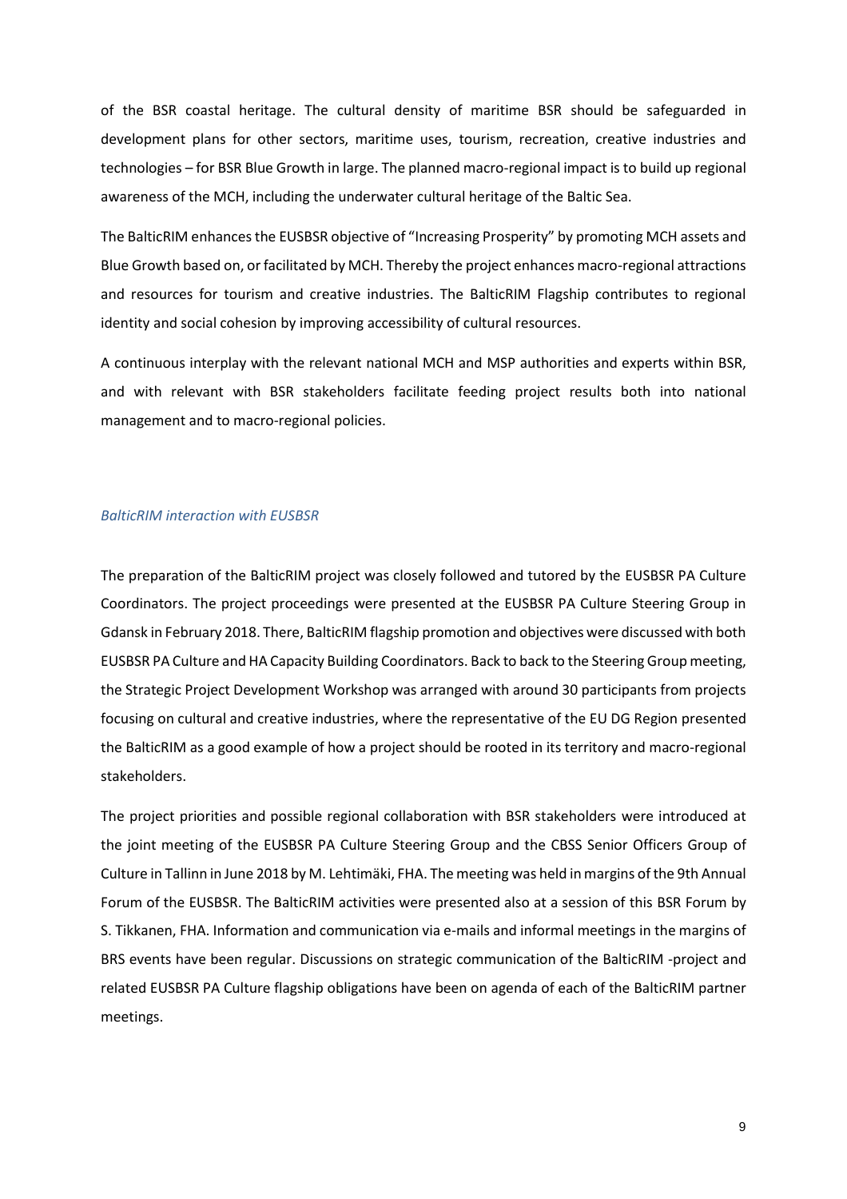of the BSR coastal heritage. The cultural density of maritime BSR should be safeguarded in development plans for other sectors, maritime uses, tourism, recreation, creative industries and technologies – for BSR Blue Growth in large. The planned macro-regional impact is to build up regional awareness of the MCH, including the underwater cultural heritage of the Baltic Sea.

The BalticRIM enhances the EUSBSR objective of "Increasing Prosperity" by promoting MCH assets and Blue Growth based on, or facilitated by MCH. Thereby the project enhances macro-regional attractions and resources for tourism and creative industries. The BalticRIM Flagship contributes to regional identity and social cohesion by improving accessibility of cultural resources.

A continuous interplay with the relevant national MCH and MSP authorities and experts within BSR, and with relevant with BSR stakeholders facilitate feeding project results both into national management and to macro-regional policies.

### *BalticRIM interaction with EUSBSR*

The preparation of the BalticRIM project was closely followed and tutored by the EUSBSR PA Culture Coordinators. The project proceedings were presented at the EUSBSR PA Culture Steering Group in Gdansk in February 2018. There, BalticRIM flagship promotion and objectives were discussed with both EUSBSR PA Culture and HA Capacity Building Coordinators. Back to back to the Steering Group meeting, the Strategic Project Development Workshop was arranged with around 30 participants from projects focusing on cultural and creative industries, where the representative of the EU DG Region presented the BalticRIM as a good example of how a project should be rooted in its territory and macro-regional stakeholders.

The project priorities and possible regional collaboration with BSR stakeholders were introduced at the joint meeting of the EUSBSR PA Culture Steering Group and the CBSS Senior Officers Group of Culture in Tallinn in June 2018 by M. Lehtimäki, FHA. The meeting was held in margins of the 9th Annual Forum of the EUSBSR. The BalticRIM activities were presented also at a session of this BSR Forum by S. Tikkanen, FHA. Information and communication via e-mails and informal meetings in the margins of BRS events have been regular. Discussions on strategic communication of the BalticRIM -project and related EUSBSR PA Culture flagship obligations have been on agenda of each of the BalticRIM partner meetings.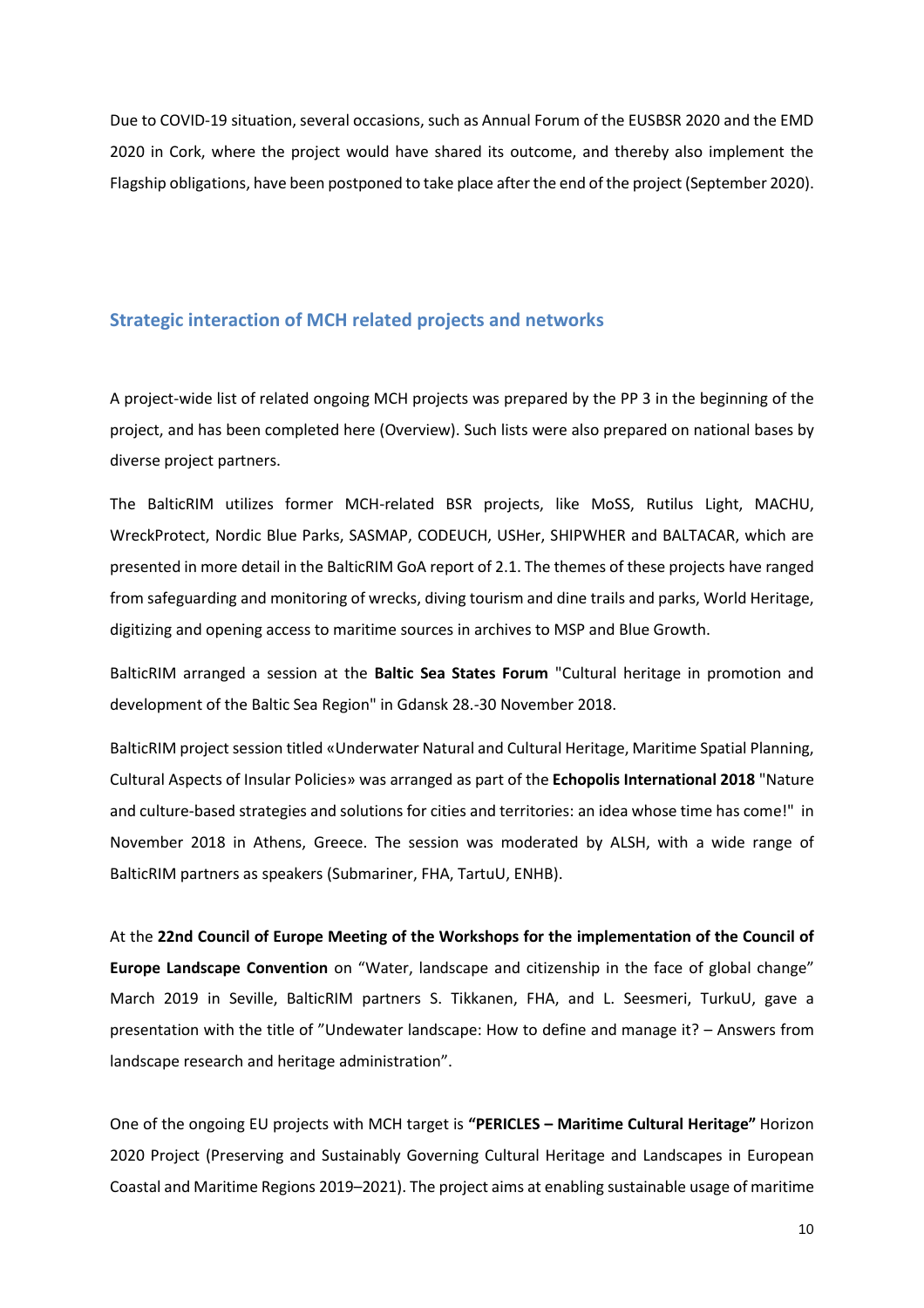Due to COVID-19 situation, several occasions, such as Annual Forum of the EUSBSR 2020 and the EMD 2020 in Cork, where the project would have shared its outcome, and thereby also implement the Flagship obligations, have been postponed to take place after the end of the project (September 2020).

## Strategic interaction of MCH related projects and networks

A project-wide list of related ongoing MCH projects was prepared by the PP 3 in the beginning of the project, and has been completed here (Overview). Such lists were also prepared on national bases by diverse project partners.

The BalticRIM utilizes former MCH-related BSR projects, like MoSS, Rutilus Light, MACHU, WreckProtect, Nordic Blue Parks, SASMAP, CODEUCH, USHer, SHIPWHER and BALTACAR, which are presented in more detail in the BalticRIM GoA report of 2.1. The themes of these projects have ranged from safeguarding and monitoring of wrecks, diving tourism and dine trails and parks, World Heritage, digitizing and opening access to maritime sources in archives to MSP and Blue Growth.

BalticRIM arranged a session at the **Baltic Sea States Forum** "Cultural heritage in promotion and development of the Baltic Sea Region" in Gdansk 28.-30 November 2018.

BalticRIM project session titled «Underwater Natural and Cultural Heritage, Maritime Spatial Planning, Cultural Aspects of Insular Policies» was arranged as part of the **Echopolis International 2018** "Nature and culture-based strategies and solutions for cities and territories: an idea whose time has come!" in November 2018 in Athens, Greece. The session was moderated by ALSH, with a wide range of BalticRIM partners as speakers (Submariner, FHA, TartuU, ENHB).

At the **22nd Council of Europe Meeting of the Workshops for the implementation of the Council of Europe Landscape Convention** on "Water, landscape and citizenship in the face of global change" March 2019 in Seville, BalticRIM partners S. Tikkanen, FHA, and L. Seesmeri, TurkuU, gave a presentation with the title of "Undewater landscape: How to define and manage it? – Answers from landscape research and heritage administration".

One of the ongoing EU projects with MCH target is **"PERICLES – Maritime Cultural Heritage"** Horizon 2020 Project (Preserving and Sustainably Governing Cultural Heritage and Landscapes in European Coastal and Maritime Regions 2019–2021). The project aims at enabling sustainable usage of maritime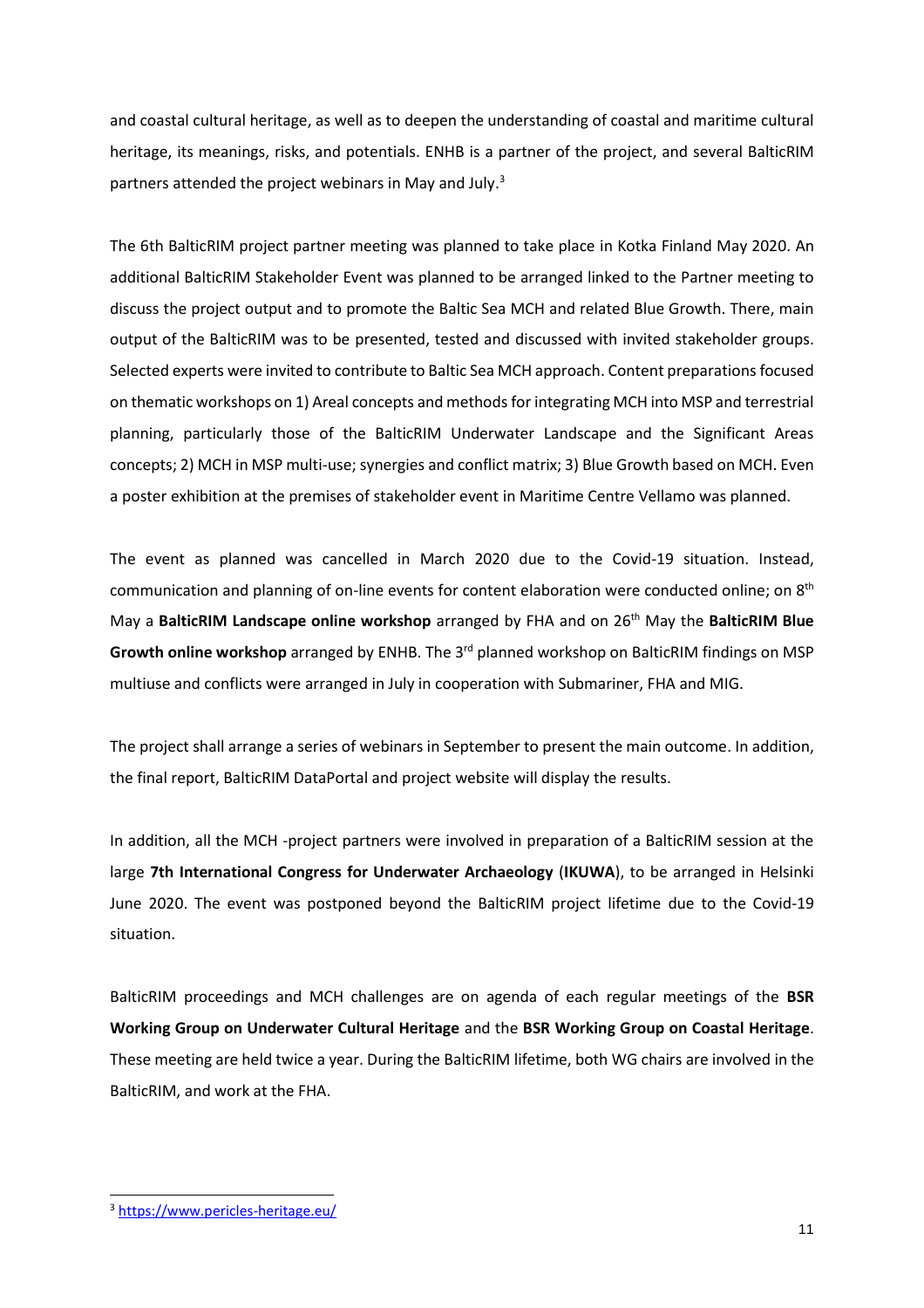and coastal cultural heritage, as well as to deepen the understanding of coastal and maritime cultural heritage, its meanings, risks, and potentials. ENHB is a partner of the project, and several BalticRIM partners attended the project webinars in May and July.[3]

The 6th BalticRIM project partner meeting was planned to take place in Kotka Finland May 2020. An additional BalticRIM Stakeholder Event was planned to be arranged linked to the Partner meeting to discuss the project output and to promote the Baltic Sea MCH and related Blue Growth. There, main output of the BalticRIM was to be presented, tested and discussed with invited stakeholder groups. Selected experts were invited to contribute to Baltic Sea MCH approach. Content preparations focused on thematic workshops on 1) Areal concepts and methods for integrating MCH into MSP and terrestrial planning, particularly those of the BalticRIM Underwater Landscape and the Significant Areas concepts; 2) MCH in MSP multi-use; synergies and conflict matrix; 3) Blue Growth based on MCH. Even a poster exhibition at the premises of stakeholder event in Maritime Centre Vellamo was planned.

The event as planned was cancelled in March 2020 due to the Covid-19 situation. Instead, communication and planning of on-line events for content elaboration were conducted online; on 8th May a **BalticRIM Landscape online workshop** arranged by FHA and on 26th May the **BalticRIM Blue Growth online workshop** arranged by ENHB. The 3rd planned workshop on BalticRIM findings on MSP multiuse and conflicts were arranged in July in cooperation with Submariner, FHA and MIG.

The project shall arrange a series of webinars in September to present the main outcome. In addition, the final report, BalticRIM DataPortal and project website will display the results.

In addition, all the MCH -project partners were involved in preparation of a BalticRIM session at the large **7th International Congress for Underwater Archaeology** (**IKUWA**), to be arranged in Helsinki June 2020. The event was postponed beyond the BalticRIM project lifetime due to the Covid-19 situation.

BalticRIM proceedings and MCH challenges are on agenda of each regular meetings of the **BSR Working Group on Underwater Cultural Heritage** and the **BSR Working Group on Coastal Heritage**. These meeting are held twice a year. During the BalticRIM lifetime, both WG chairs are involved in the BalticRIM, and work at the FHA.

---

[3] https://www.pericles-heritage.eu/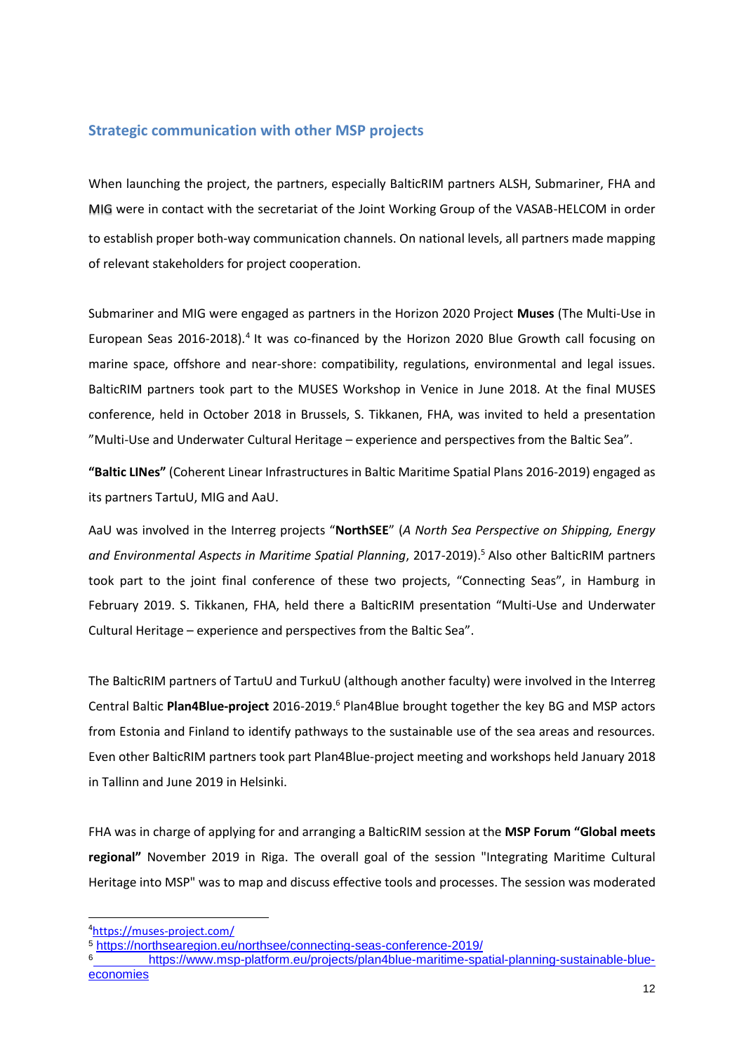## Strategic communication with other MSP projects

When launching the project, the partners, especially BalticRIM partners ALSH, Submariner, FHA and MIG were in contact with the secretariat of the Joint Working Group of the VASAB-HELCOM in order to establish proper both-way communication channels. On national levels, all partners made mapping of relevant stakeholders for project cooperation.

Submariner and MIG were engaged as partners in the Horizon 2020 Project **Muses** (The Multi-Use in European Seas 2016-2018).[4] It was co-financed by the Horizon 2020 Blue Growth call focusing on marine space, offshore and near-shore: compatibility, regulations, environmental and legal issues. BalticRIM partners took part to the MUSES Workshop in Venice in June 2018. At the final MUSES conference, held in October 2018 in Brussels, S. Tikkanen, FHA, was invited to held a presentation "Multi-Use and Underwater Cultural Heritage – experience and perspectives from the Baltic Sea".

**"Baltic LINes"** (Coherent Linear Infrastructures in Baltic Maritime Spatial Plans 2016-2019) engaged as its partners TartuU, MIG and AaU.

AaU was involved in the Interreg projects "**NorthSEE**" (*A North Sea Perspective on Shipping, Energy and Environmental Aspects in Maritime Spatial Planning*, 2017-2019).[5] Also other BalticRIM partners took part to the joint final conference of these two projects, "Connecting Seas", in Hamburg in February 2019. S. Tikkanen, FHA, held there a BalticRIM presentation "Multi-Use and Underwater Cultural Heritage – experience and perspectives from the Baltic Sea".

The BalticRIM partners of TartuU and TurkuU (although another faculty) were involved in the Interreg Central Baltic **Plan4Blue-project** 2016-2019.[6] Plan4Blue brought together the key BG and MSP actors from Estonia and Finland to identify pathways to the sustainable use of the sea areas and resources. Even other BalticRIM partners took part Plan4Blue-project meeting and workshops held January 2018 in Tallinn and June 2019 in Helsinki.

FHA was in charge of applying for and arranging a BalticRIM session at the **MSP Forum "Global meets regional"** November 2019 in Riga. The overall goal of the session "Integrating Maritime Cultural Heritage into MSP" was to map and discuss effective tools and processes. The session was moderated

---

[4] https://muses-project.com/

[5] https://northsearegion.eu/northsee/connecting-seas-conference-2019/

[6] https://www.msp-platform.eu/projects/plan4blue-maritime-spatial-planning-sustainable-blue-economies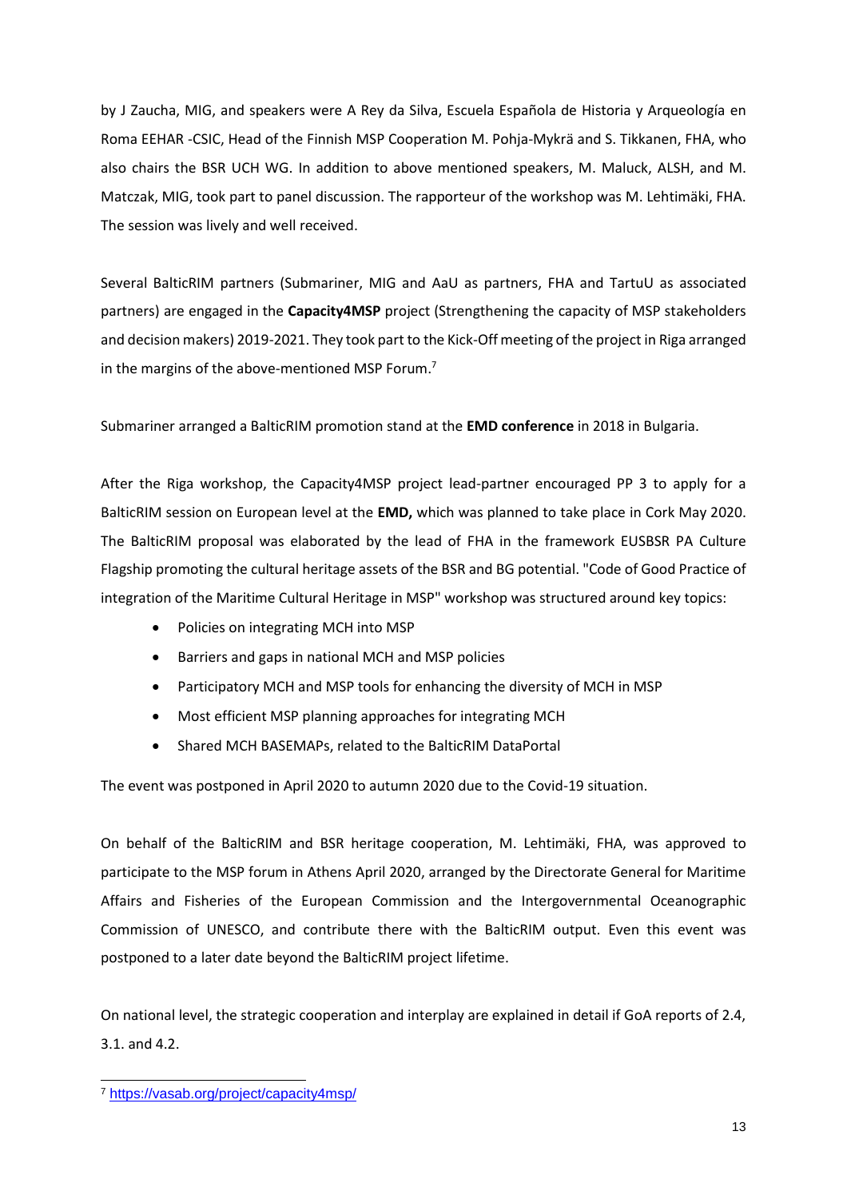by J Zaucha, MIG, and speakers were A Rey da Silva, Escuela Española de Historia y Arqueología en Roma EEHAR -CSIC, Head of the Finnish MSP Cooperation M. Pohja-Mykrä and S. Tikkanen, FHA, who also chairs the BSR UCH WG. In addition to above mentioned speakers, M. Maluck, ALSH, and M. Matczak, MIG, took part to panel discussion. The rapporteur of the workshop was M. Lehtimäki, FHA. The session was lively and well received.

Several BalticRIM partners (Submariner, MIG and AaU as partners, FHA and TartuU as associated partners) are engaged in the **Capacity4MSP** project (Strengthening the capacity of MSP stakeholders and decision makers) 2019-2021. They took part to the Kick-Off meeting of the project in Riga arranged in the margins of the above-mentioned MSP Forum.[7]

Submariner arranged a BalticRIM promotion stand at the **EMD conference** in 2018 in Bulgaria.

After the Riga workshop, the Capacity4MSP project lead-partner encouraged PP 3 to apply for a BalticRIM session on European level at the **EMD,** which was planned to take place in Cork May 2020. The BalticRIM proposal was elaborated by the lead of FHA in the framework EUSBSR PA Culture Flagship promoting the cultural heritage assets of the BSR and BG potential. "Code of Good Practice of integration of the Maritime Cultural Heritage in MSP" workshop was structured around key topics:

- Policies on integrating MCH into MSP
- Barriers and gaps in national MCH and MSP policies
- Participatory MCH and MSP tools for enhancing the diversity of MCH in MSP
- Most efficient MSP planning approaches for integrating MCH
- Shared MCH BASEMAPs, related to the BalticRIM DataPortal

The event was postponed in April 2020 to autumn 2020 due to the Covid-19 situation.

On behalf of the BalticRIM and BSR heritage cooperation, M. Lehtimäki, FHA, was approved to participate to the MSP forum in Athens April 2020, arranged by the Directorate General for Maritime Affairs and Fisheries of the European Commission and the Intergovernmental Oceanographic Commission of UNESCO, and contribute there with the BalticRIM output. Even this event was postponed to a later date beyond the BalticRIM project lifetime.

On national level, the strategic cooperation and interplay are explained in detail if GoA reports of 2.4, 3.1. and 4.2.

---

[7] https://vasab.org/project/capacity4msp/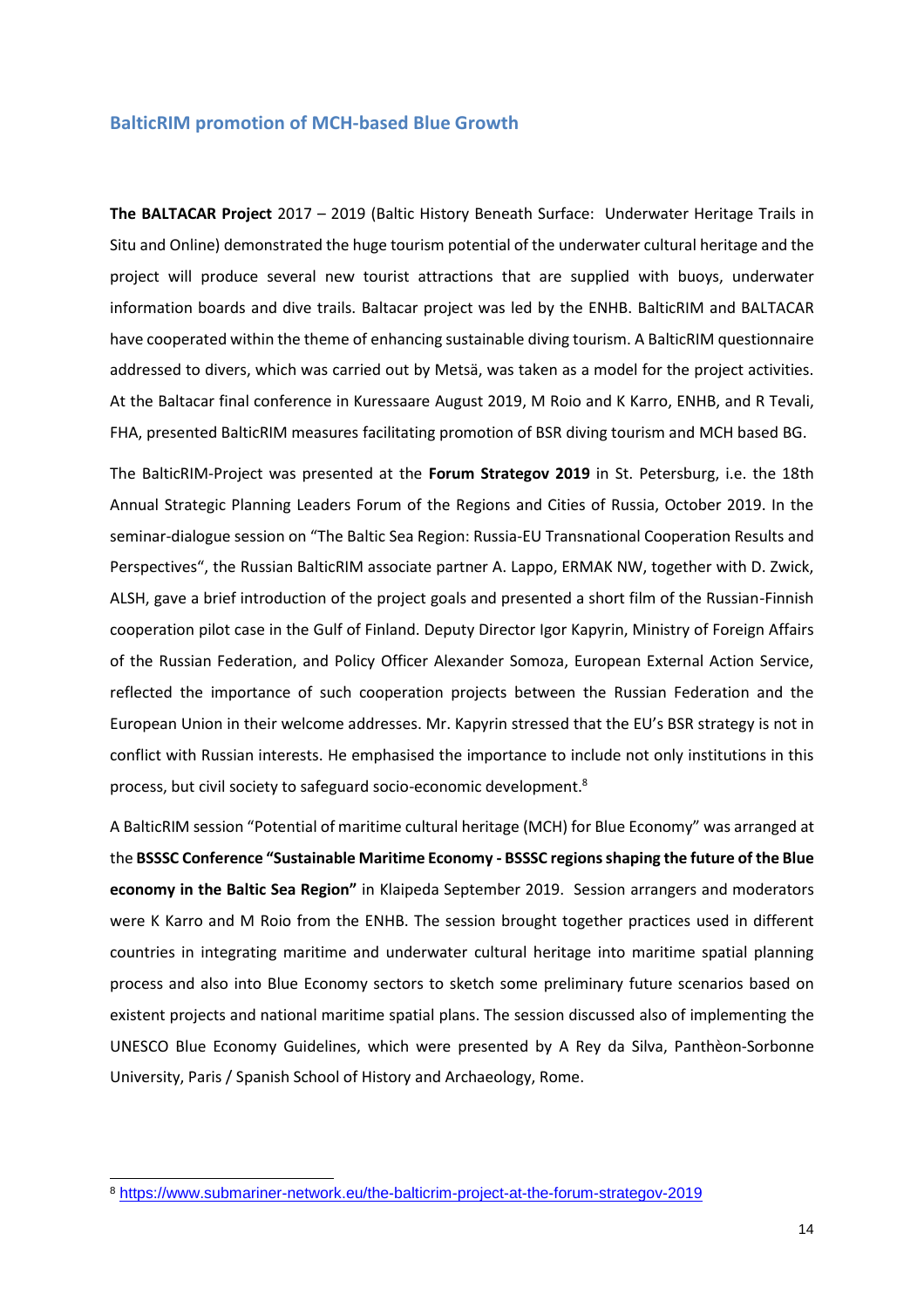## BalticRIM promotion of MCH-based Blue Growth

**The BALTACAR Project** 2017 – 2019 (Baltic History Beneath Surface: Underwater Heritage Trails in Situ and Online) demonstrated the huge tourism potential of the underwater cultural heritage and the project will produce several new tourist attractions that are supplied with buoys, underwater information boards and dive trails. Baltacar project was led by the ENHB. BalticRIM and BALTACAR have cooperated within the theme of enhancing sustainable diving tourism. A BalticRIM questionnaire addressed to divers, which was carried out by Metsä, was taken as a model for the project activities. At the Baltacar final conference in Kuressaare August 2019, M Roio and K Karro, ENHB, and R Tevali, FHA, presented BalticRIM measures facilitating promotion of BSR diving tourism and MCH based BG.

The BalticRIM-Project was presented at the **Forum Strategov 2019** in St. Petersburg, i.e. the 18th Annual Strategic Planning Leaders Forum of the Regions and Cities of Russia, October 2019. In the seminar-dialogue session on "The Baltic Sea Region: Russia-EU Transnational Cooperation Results and Perspectives", the Russian BalticRIM associate partner A. Lappo, ERMAK NW, together with D. Zwick, ALSH, gave a brief introduction of the project goals and presented a short film of the Russian-Finnish cooperation pilot case in the Gulf of Finland. Deputy Director Igor Kapyrin, Ministry of Foreign Affairs of the Russian Federation, and Policy Officer Alexander Somoza, European External Action Service, reflected the importance of such cooperation projects between the Russian Federation and the European Union in their welcome addresses. Mr. Kapyrin stressed that the EU's BSR strategy is not in conflict with Russian interests. He emphasised the importance to include not only institutions in this process, but civil society to safeguard socio-economic development.[8]

A BalticRIM session "Potential of maritime cultural heritage (MCH) for Blue Economy" was arranged at the **BSSSC Conference "Sustainable Maritime Economy - BSSSC regions shaping the future of the Blue economy in the Baltic Sea Region"** in Klaipeda September 2019. Session arrangers and moderators were K Karro and M Roio from the ENHB. The session brought together practices used in different countries in integrating maritime and underwater cultural heritage into maritime spatial planning process and also into Blue Economy sectors to sketch some preliminary future scenarios based on existent projects and national maritime spatial plans. The session discussed also of implementing the UNESCO Blue Economy Guidelines, which were presented by A Rey da Silva, Panthèon-Sorbonne University, Paris / Spanish School of History and Archaeology, Rome.

---

[8] https://www.submariner-network.eu/the-balticrim-project-at-the-forum-strategov-2019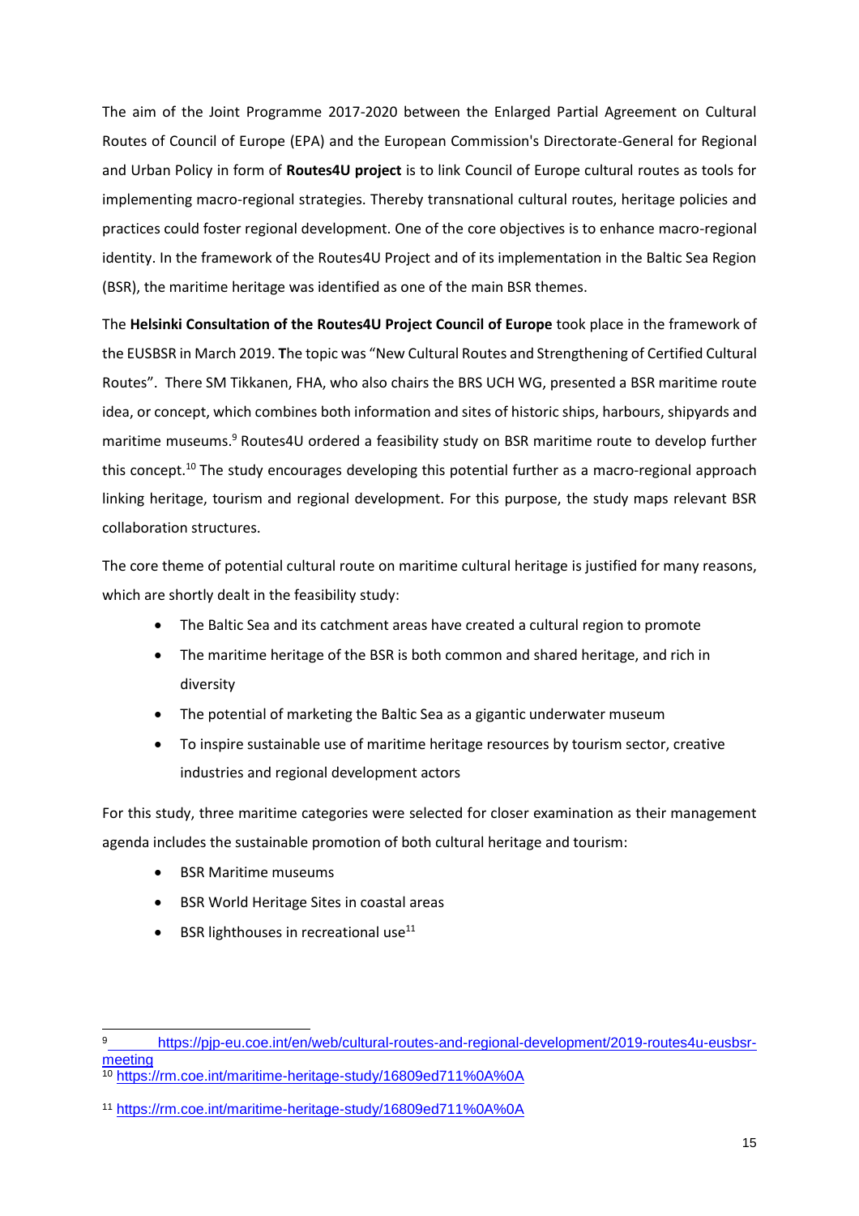The aim of the Joint Programme 2017-2020 between the Enlarged Partial Agreement on Cultural Routes of Council of Europe (EPA) and the European Commission's Directorate-General for Regional and Urban Policy in form of **Routes4U project** is to link Council of Europe cultural routes as tools for implementing macro-regional strategies. Thereby transnational cultural routes, heritage policies and practices could foster regional development. One of the core objectives is to enhance macro-regional identity. In the framework of the Routes4U Project and of its implementation in the Baltic Sea Region (BSR), the maritime heritage was identified as one of the main BSR themes.

The **Helsinki Consultation of the Routes4U Project Council of Europe** took place in the framework of the EUSBSR in March 2019. **T**he topic was "New Cultural Routes and Strengthening of Certified Cultural Routes". There SM Tikkanen, FHA, who also chairs the BRS UCH WG, presented a BSR maritime route idea, or concept, which combines both information and sites of historic ships, harbours, shipyards and maritime museums.[9] Routes4U ordered a feasibility study on BSR maritime route to develop further this concept.[10] The study encourages developing this potential further as a macro-regional approach linking heritage, tourism and regional development. For this purpose, the study maps relevant BSR collaboration structures.

The core theme of potential cultural route on maritime cultural heritage is justified for many reasons, which are shortly dealt in the feasibility study:

- The Baltic Sea and its catchment areas have created a cultural region to promote
- The maritime heritage of the BSR is both common and shared heritage, and rich in diversity
- The potential of marketing the Baltic Sea as a gigantic underwater museum
- To inspire sustainable use of maritime heritage resources by tourism sector, creative industries and regional development actors

For this study, three maritime categories were selected for closer examination as their management agenda includes the sustainable promotion of both cultural heritage and tourism:

- BSR Maritime museums
- BSR World Heritage Sites in coastal areas
- BSR lighthouses in recreational use[11]

---

[9] https://pjp-eu.coe.int/en/web/cultural-routes-and-regional-development/2019-routes4u-eusbsr-meeting

[10] https://rm.coe.int/maritime-heritage-study/16809ed711%0A%0A

[11] https://rm.coe.int/maritime-heritage-study/16809ed711%0A%0A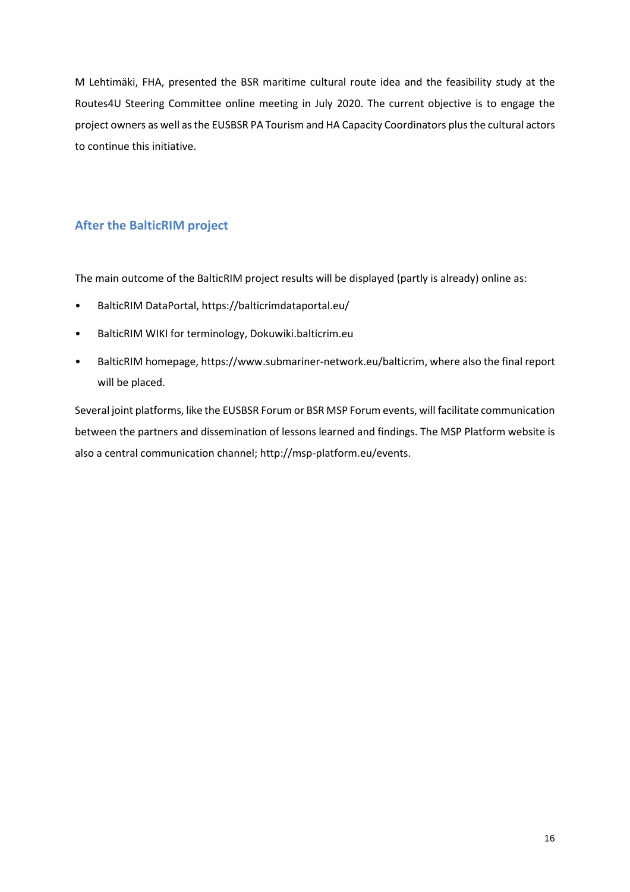M Lehtimäki, FHA, presented the BSR maritime cultural route idea and the feasibility study at the Routes4U Steering Committee online meeting in July 2020. The current objective is to engage the project owners as well as the EUSBSR PA Tourism and HA Capacity Coordinators plus the cultural actors to continue this initiative.

## After the BalticRIM project

The main outcome of the BalticRIM project results will be displayed (partly is already) online as:

- BalticRIM DataPortal, https://balticrimdataportal.eu/
- BalticRIM WIKI for terminology, Dokuwiki.balticrim.eu
- BalticRIM homepage, https://www.submariner-network.eu/balticrim, where also the final report will be placed.

Several joint platforms, like the EUSBSR Forum or BSR MSP Forum events, will facilitate communication between the partners and dissemination of lessons learned and findings. The MSP Platform website is also a central communication channel; http://msp-platform.eu/events.